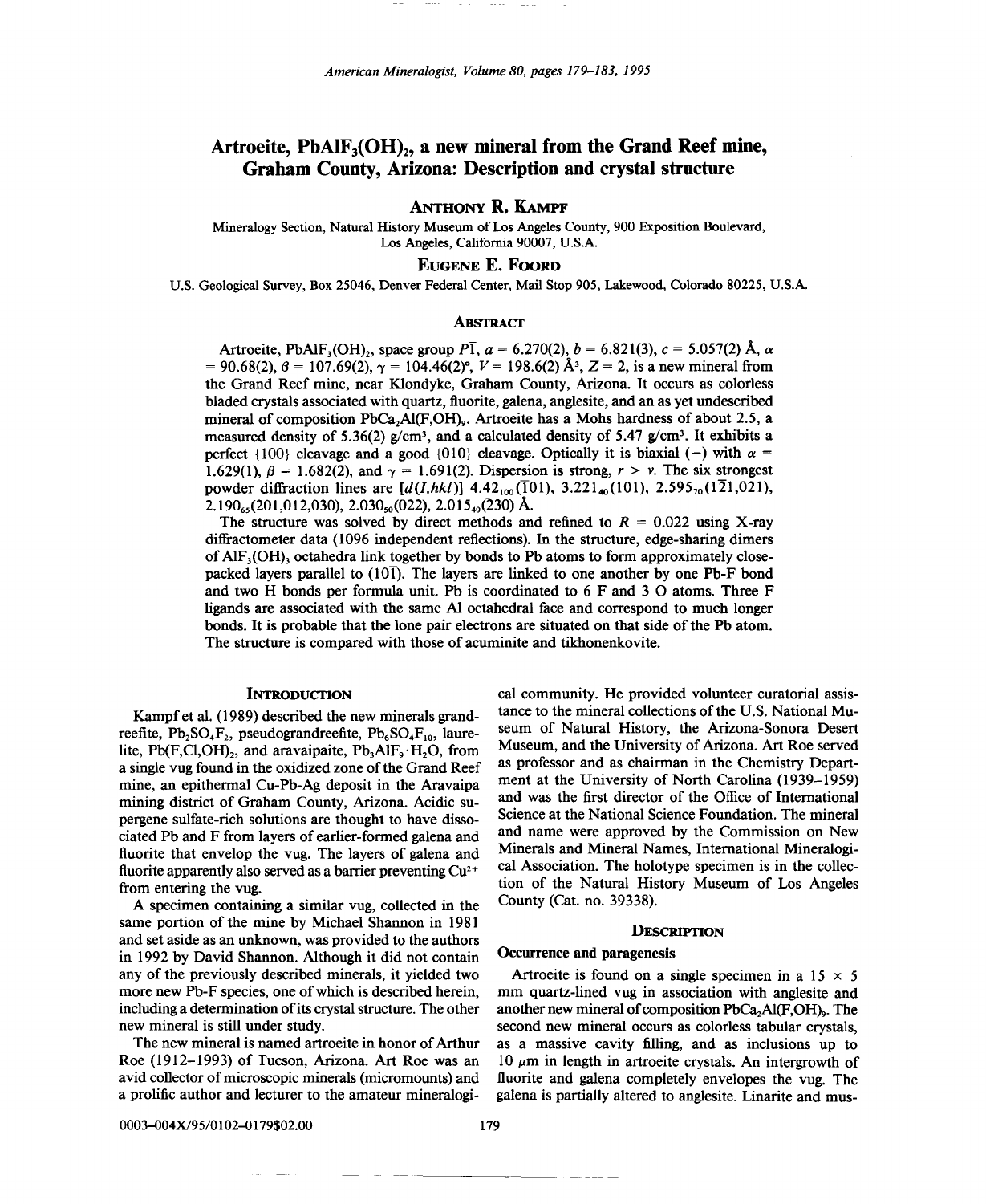# Artroeite, $PbAlF_3(OH)_2$, a new mineral from the Grand Reef mine, Graham County, Arizona: Description and crystal structure

**Anthony R. Kampf**

Mineralogy Section, Natural History Museum of Los Angeles County, 900 Exposition Boulevard, Los Angeles, California 90007, U.S.A.

**Eugene E. Foord**

U.S. Geological Survey, Box 25046, Denver Federal Center, Mail Stop 905, Lakewood, Colorado 80225, U.S.A.

## Abstract

Artroeite, $PbAlF_3(OH)_2$, space group $P\bar{1}$, $a = 6.270(2)$, $b = 6.821(3)$, $c = 5.057(2)$ Å, $\alpha = 90.68(2)$, $\beta = 107.69(2)$, $\gamma = 104.46(2)°$, $V = 198.6(2)$ Å$^3$, $Z = 2$, is a new mineral from the Grand Reef mine, near Klondyke, Graham County, Arizona. It occurs as colorless bladed crystals associated with quartz, fluorite, galena, anglesite, and an as yet undescribed mineral of composition $PbCa_2Al(F,OH)_9$. Artroeite has a Mohs hardness of about 2.5, a measured density of 5.36(2) g/cm$^3$, and a calculated density of 5.47 g/cm$^3$. It exhibits a perfect {100} cleavage and a good {010} cleavage. Optically it is biaxial (−) with $\alpha = 1.629(1)$, $\beta = 1.682(2)$, and $\gamma = 1.691(2)$. Dispersion is strong, $r > v$. The six strongest powder diffraction lines are [$d(I,hkl)$] $4.42_{100}(\bar{1}01)$, $3.221_{40}(101)$, $2.595_{70}(1\bar{2}1,021)$, $2.190_{65}(201,012,030)$, $2.030_{50}(022)$, $2.015_{40}(\bar{2}30)$ Å.

The structure was solved by direct methods and refined to $R = 0.022$ using X-ray diffractometer data (1096 independent reflections). In the structure, edge-sharing dimers of $AlF_3(OH)_3$ octahedra link together by bonds to Pb atoms to form approximately close-packed layers parallel to $(10\bar{1})$. The layers are linked to one another by one Pb-F bond and two H bonds per formula unit. Pb is coordinated to 6 F and 3 O atoms. Three F ligands are associated with the same Al octahedral face and correspond to much longer bonds. It is probable that the lone pair electrons are situated on that side of the Pb atom. The structure is compared with those of acuminite and tikhonenkovite.

## Introduction

Kampf et al. (1989) described the new minerals grandreefite, $Pb_2SO_4F_2$, pseudograndreefite, $Pb_6SO_4F_{10}$, laurelite, $Pb(F,Cl,OH)_2$, and aravaipaite, $Pb_3AlF_9 \cdot H_2O$, from a single vug found in the oxidized zone of the Grand Reef mine, an epithermal Cu-Pb-Ag deposit in the Aravaipa mining district of Graham County, Arizona. Acidic supergene sulfate-rich solutions are thought to have dissociated Pb and F from layers of earlier-formed galena and fluorite that envelop the vug. The layers of galena and fluorite apparently also served as a barrier preventing $Cu^{2+}$ from entering the vug.

A specimen containing a similar vug, collected in the same portion of the mine by Michael Shannon in 1981 and set aside as an unknown, was provided to the authors in 1992 by David Shannon. Although it did not contain any of the previously described minerals, it yielded two more new Pb-F species, one of which is described herein, including a determination of its crystal structure. The other new mineral is still under study.

The new mineral is named artroeite in honor of Arthur Roe (1912–1993) of Tucson, Arizona. Art Roe was an avid collector of microscopic minerals (micromounts) and a prolific author and lecturer to the amateur mineralogical community. He provided volunteer curatorial assistance to the mineral collections of the U.S. National Museum of Natural History, the Arizona-Sonora Desert Museum, and the University of Arizona. Art Roe served as professor and as chairman in the Chemistry Department at the University of North Carolina (1939–1959) and was the first director of the Office of International Science at the National Science Foundation. The mineral and name were approved by the Commission on New Minerals and Mineral Names, International Mineralogical Association. The holotype specimen is in the collection of the Natural History Museum of Los Angeles County (Cat. no. 39338).

## Description

### Occurrence and paragenesis

Artroeite is found on a single specimen in a 15 × 5 mm quartz-lined vug in association with anglesite and another new mineral of composition $PbCa_2Al(F,OH)_9$. The second new mineral occurs as colorless tabular crystals, as a massive cavity filling, and as inclusions up to 10 μm in length in artroeite crystals. An intergrowth of fluorite and galena completely envelopes the vug. The galena is partially altered to anglesite. Linarite and mus-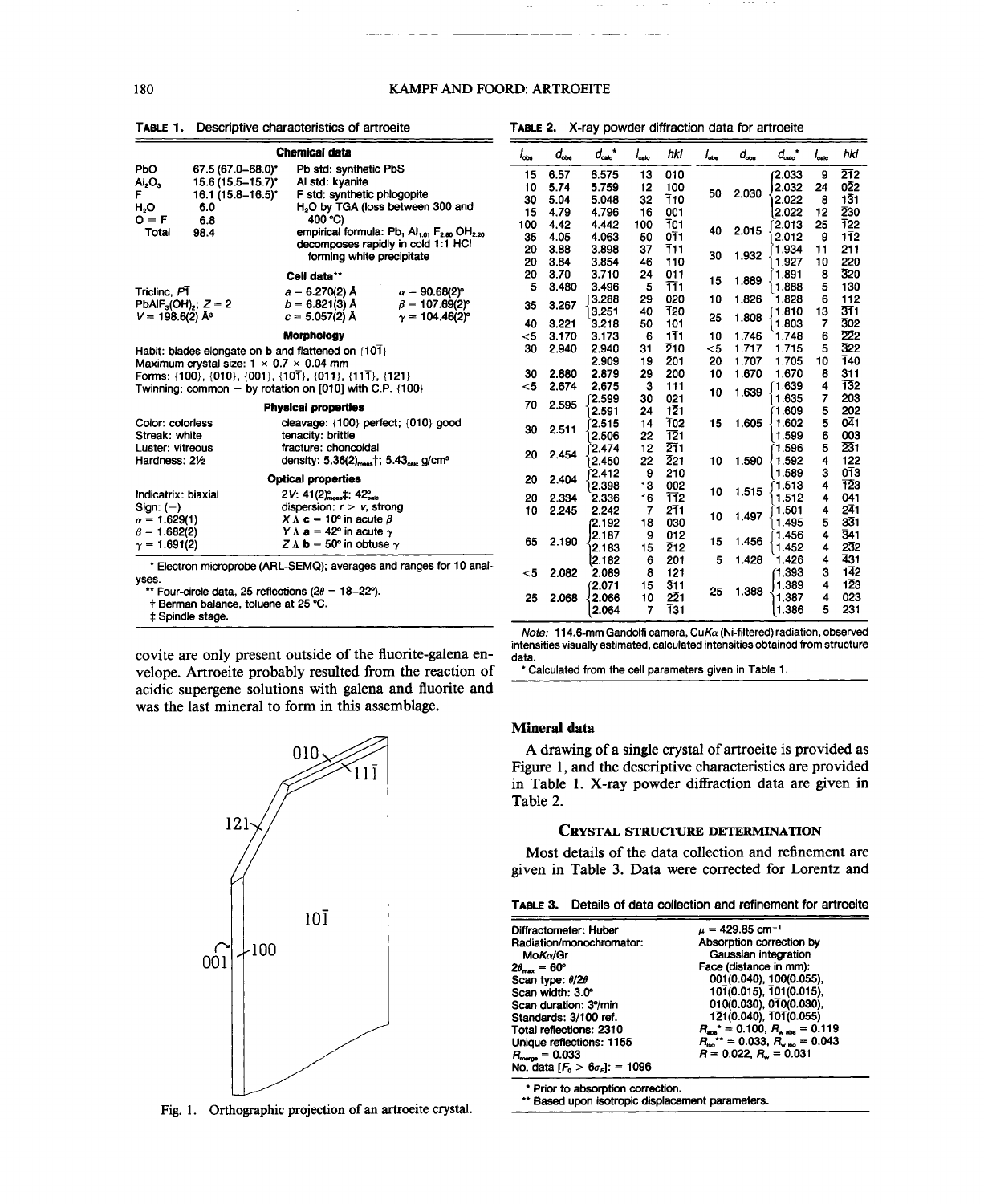**TABLE 1.** Descriptive characteristics of artroeite

| **Chemical data** | | |
|---|---|---|
| PbO | 67.5 (67.0–68.0)* | Pb std: synthetic PbS |
| $Al_2O_3$ | 15.6 (15.5–15.7)* | Al std: kyanite |
| F | 16.1 (15.8–16.5)* | F std: synthetic phlogopite |
| $H_2O$ | 6.0 | $H_2O$ by TGA (loss between 300 and 400 °C) |
| O = F | 6.8 | |
| Total | 98.4 | empirical formula: $Pb_1 Al_{1.01} F_{2.80} OH_{2.20}$ decomposes rapidly in cold 1:1 HCl forming white precipitate |

| **Cell data**** | | |
|---|---|---|
| Triclinic, $P\bar{1}$ | $a$ = 6.270(2) Å | $\alpha$ = 90.68(2)° |
| $PbAlF_3(OH)_2$; $Z$ = 2 | $b$ = 6.821(3) Å | $\beta$ = 107.69(2)° |
| $V$ = 198.6(2) Å³ | $c$ = 5.057(2) Å | $\gamma$ = 104.46(2)° |

**Morphology**

Habit: blades elongate on **b** and flattened on {$10\bar{1}$}
Maximum crystal size: 1 × 0.7 × 0.04 mm
Forms: {100}, {010}, {001}, {$10\bar{1}$}, {011}, {$11\bar{1}$}, {121}
Twinning: common – by rotation on [010] with C.P. (100)

| **Physical properties** | |
|---|---|
| Color: colorless | cleavage: {100} perfect; {010} good |
| Streak: white | tenacity: brittle |
| Luster: vitreous | fracture: choncoidal |
| Hardness: 2½ | density: 5.36(2)$_{meas}$†; 5.43$_{calc}$ g/cm³ |

| **Optical properties** | |
|---|---|
| Indicatrix: biaxial | 2$V$: 41(2)$_{meas}$‡; 42°$_{calc}$ |
| Sign: (–) | dispersion: $r > v$, strong |
| $\alpha$ = 1.629(1) | $X \wedge$ **c** = 10° in acute $\beta$ |
| $\beta$ = 1.682(2) | $Y \wedge$ **a** = 42° in acute $\gamma$ |
| $\gamma$ = 1.691(2) | $Z \wedge$ **b** = 50° in obtuse $\gamma$ |

\* Electron microprobe (ARL-SEMQ); averages and ranges for 10 analyses.
** Four-circle data, 25 reflections (2$\theta$ = 18–22°).
† Berman balance, toluene at 25 °C.
‡ Spindle stage.

covite are only present outside of the fluorite-galena envelope. Artroeite probably resulted from the reaction of acidic supergene solutions with galena and fluorite and was the last mineral to form in this assemblage.

Fig. 1. Orthographic projection of an artroeite crystal.

**TABLE 2.** X-ray powder diffraction data for artroeite

| $I_{obs}$ | $d_{obs}$ | $d_{calc}$* | $I_{calc}$ | $hkl$ |
|---|---|---|---|---|
| 15 | 6.57 | 6.575 | 13 | 010 |
| 10 | 5.74 | 5.759 | 12 | 100 |
| 30 | 5.04 | 5.048 | 32 | $\bar{1}10$ |
| 15 | 4.79 | 4.796 | 16 | 001 |
| 100 | 4.42 | 4.442 | 100 | $\bar{1}01$ |
| 35 | 4.05 | 4.063 | 50 | $0\bar{1}1$ |
| 20 | 3.88 | 3.898 | 37 | $\bar{1}11$ |
| 20 | 3.84 | 3.854 | 46 | 110 |
| 20 | 3.70 | 3.710 | 24 | 011 |
| 5 | 3.480 | 3.496 | 5 | $\bar{1}\bar{1}1$ |
| 35 | 3.267 | 3.288 | 29 | 020 |
| | | 3.251 | 40 | $\bar{1}20$ |
| 40 | 3.221 | 3.218 | 50 | 101 |
| <5 | 3.170 | 3.173 | 6 | $1\bar{1}1$ |
| 30 | 2.940 | 2.940 | 31 | $\bar{2}10$ |
| | | 2.909 | 19 | $\bar{2}01$ |
| 30 | 2.880 | 2.879 | 29 | 200 |
| <5 | 2.674 | 2.675 | 3 | 111 |
| 70 | 2.595 | 2.599 | 30 | 021 |
| | | 2.591 | 24 | $\bar{1}21$ |
| 30 | 2.511 | 2.515 | 14 | $\bar{1}02$ |
| | | 2.506 | 22 | $1\bar{2}1$ |
| 20 | 2.454 | 2.474 | 12 | $\bar{2}\bar{1}1$ |
| | | 2.450 | 22 | $\bar{2}21$ |
| 20 | 2.404 | 2.412 | 9 | 210 |
| | | 2.398 | 13 | 002 |
| 20 | 2.334 | 2.336 | 16 | $\bar{1}\bar{1}2$ |
| 10 | 2.245 | 2.242 | 7 | $2\bar{1}1$ |
| 65 | 2.190 | 2.192 | 18 | 030 |
| | | 2.187 | 9 | 012 |
| | | 2.183 | 15 | $\bar{2}12$ |
| | | 2.182 | 6 | 201 |
| <5 | 2.082 | 2.089 | 8 | 121 |
| 25 | 2.068 | 2.071 | 15 | $\bar{3}11$ |
| | | 2.066 | 10 | $2\bar{2}1$ |
| | | 2.064 | 7 | $\bar{1}31$ |
| 50 | 2.030 | 2.033 | 9 | $\bar{2}12$ |
| | | 2.032 | 24 | $0\bar{2}2$ |
| | | 2.022 | 8 | $1\bar{3}1$ |
| | | 2.022 | 12 | $\bar{2}30$ |
| 40 | 2.015 | 2.013 | 25 | $\bar{1}22$ |
| | | 2.012 | 9 | $1\bar{1}2$ |
| 30 | 1.932 | 1.934 | 11 | 211 |
| | | 1.927 | 10 | 220 |
| 15 | 1.889 | 1.891 | 8 | $\bar{3}20$ |
| | | 1.888 | 5 | 130 |
| 10 | 1.826 | 1.828 | 6 | 112 |
| 25 | 1.808 | 1.810 | 13 | $\bar{3}\bar{1}1$ |
| | | 1.803 | 7 | $\bar{3}02$ |
| 10 | 1.746 | 1.748 | 6 | $\bar{2}22$ |
| <5 | 1.717 | 1.715 | 5 | $\bar{3}22$ |
| 20 | 1.707 | 1.705 | 10 | $\bar{1}40$ |
| 10 | 1.670 | 1.670 | 8 | $\bar{3}11$ |
| 10 | 1.639 | 1.639 | 4 | $\bar{1}32$ |
| | | 1.635 | 7 | $\bar{2}03$ |
| 15 | 1.605 | 1.609 | 5 | 202 |
| | | 1.602 | 5 | $0\bar{4}1$ |
| | | 1.599 | 6 | 003 |
| 10 | 1.590 | 1.596 | 5 | $\bar{2}31$ |
| | | 1.592 | 4 | 122 |
| | | 1.589 | 3 | $0\bar{1}3$ |
| 10 | 1.515 | 1.513 | 4 | $\bar{1}23$ |
| | | 1.512 | 4 | 041 |
| 10 | 1.497 | 1.501 | 4 | $\bar{2}41$ |
| | | 1.495 | 5 | $\bar{3}31$ |
| 15 | 1.456 | 1.456 | 4 | $\bar{3}41$ |
| | | 1.452 | 4 | $\bar{2}32$ |
| 5 | 1.428 | 1.426 | 4 | $\bar{4}31$ |
| 25 | 1.388 | 1.393 | 3 | $1\bar{4}2$ |
| | | 1.389 | 4 | $1\bar{2}3$ |
| | | 1.387 | 4 | 023 |
| | | 1.386 | 5 | 231 |

*Note:* 114.6-mm Gandolfi camera, Cu$K\alpha$ (Ni-filtered) radiation, observed intensities visually estimated, calculated intensities obtained from structure data.
\* Calculated from the cell parameters given in Table 1.

## Mineral data

A drawing of a single crystal of artroeite is provided as Figure 1, and the descriptive characteristics are provided in Table 1. X-ray powder diffraction data are given in Table 2.

## CRYSTAL STRUCTURE DETERMINATION

Most details of the data collection and refinement are given in Table 3. Data were corrected for Lorentz and

**TABLE 3.** Details of data collection and refinement for artroeite

| | |
|---|---|
| Diffractometer: Huber | $\mu$ = 429.85 cm⁻¹ |
| Radiation/monochromator: Mo$K\alpha$/Gr | Absorption correction by Gaussian integration |
| 2$\theta_{max}$ = 60° | Face (distance in mm): |
| Scan type: $\theta$/2$\theta$ | 001(0.040), 100(0.055), |
| Scan width: 3.0° | $10\bar{1}$(0.015), $\bar{1}01$(0.015), |
| Scan duration: 3°/min | 010(0.030), $0\bar{1}0$(0.030), |
| Standards: 3/100 ref. | 121(0.040), $\bar{1}0\bar{1}$(0.055) |
| Total reflections: 2310 | $R_{abs}$* = 0.100, $R_{w\,abs}$ = 0.119 |
| Unique reflections: 1155 | $R_{iso}$** = 0.033, $R_{w\,iso}$ = 0.043 |
| $R_{merge}$ = 0.033 | $R$ = 0.022, $R_w$ = 0.031 |
| No. data [$F_o > 6\sigma_F$]: = 1096 | |

\* Prior to absorption correction.
** Based upon isotropic displacement parameters.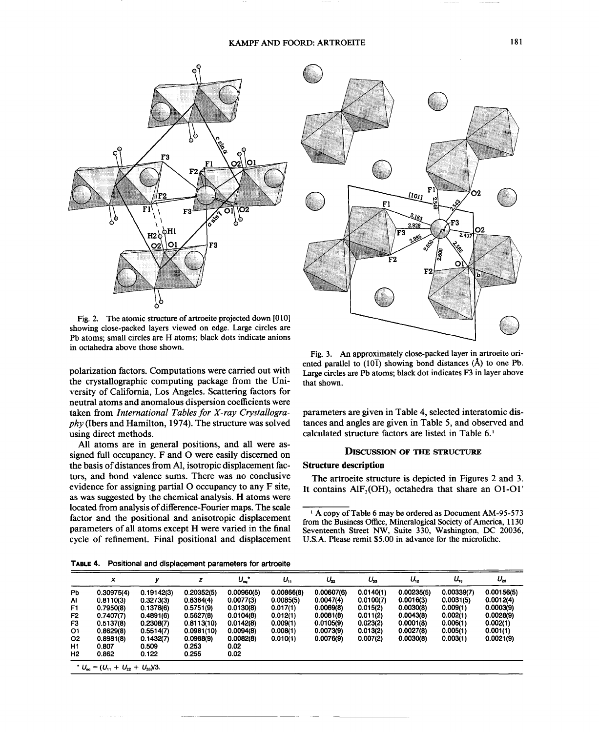Fig. 2. The atomic structure of artroeite projected down [010] showing close-packed layers viewed on edge. Large circles are Pb atoms; small circles are H atoms; black dots indicate anions in octahedra above those shown.

Fig. 3. An approximately close-packed layer in artroeite oriented parallel to (10$\bar{1}$) showing bond distances (Å) to one Pb. Large circles are Pb atoms; black dot indicates F3 in layer above that shown.

polarization factors. Computations were carried out with the crystallographic computing package from the University of California, Los Angeles. Scattering factors for neutral atoms and anomalous dispersion coefficients were taken from *International Tables for X-ray Crystallography* (Ibers and Hamilton, 1974). The structure was solved using direct methods.

All atoms are in general positions, and all were assigned full occupancy. F and O were easily discerned on the basis of distances from Al, isotropic displacement factors, and bond valence sums. There was no conclusive evidence for assigning partial O occupancy to any F site, as was suggested by the chemical analysis. H atoms were located from analysis of difference-Fourier maps. The scale factor and the positional and anisotropic displacement parameters of all atoms except H were varied in the final cycle of refinement. Final positional and displacement parameters are given in Table 4, selected interatomic distances and angles are given in Table 5, and observed and calculated structure factors are listed in Table 6.[1]

## Discussion of the structure

### Structure description

The artroeite structure is depicted in Figures 2 and 3. It contains $AlF_3(OH)_3$ octahedra that share an O1-O1′

[1] A copy of Table 6 may be ordered as Document AM-95-573 from the Business Office, Mineralogical Society of America, 1130 Seventeenth Street NW, Suite 330, Washington, DC 20036, U.S.A. Please remit $5.00 in advance for the microfiche.

**Table 4.** Positional and displacement parameters for artroeite

| | $x$ | $y$ | $z$ | $U_{eq}$* | $U_{11}$ | $U_{22}$ | $U_{33}$ | $U_{12}$ | $U_{13}$ | $U_{23}$ |
|---|---|---|---|---|---|---|---|---|---|---|
| Pb | 0.30975(4) | 0.19142(3) | 0.20352(5) | 0.00960(5) | 0.00866(8) | 0.00607(6) | 0.0140(1) | 0.00235(5) | 0.00339(7) | 0.00156(5) |
| Al | 0.8110(3) | 0.3273(3) | 0.8364(4) | 0.0077(3) | 0.0085(5) | 0.0047(4) | 0.0100(7) | 0.0016(3) | 0.0031(5) | 0.0012(4) |
| F1 | 0.7950(8) | 0.1378(6) | 0.5751(9) | 0.0130(8) | 0.017(1) | 0.0069(8) | 0.015(2) | 0.0030(8) | 0.009(1) | 0.0003(9) |
| F2 | 0.7407(7) | 0.4891(6) | 0.5627(8) | 0.0104(8) | 0.012(1) | 0.0081(8) | 0.011(2) | 0.0043(8) | 0.002(1) | 0.0028(9) |
| F3 | 0.5137(8) | 0.2308(7) | 0.8113(10) | 0.0142(8) | 0.009(1) | 0.0105(9) | 0.023(2) | 0.0001(8) | 0.006(1) | 0.002(1) |
| O1 | 0.8629(8) | 0.5514(7) | 0.0981(10) | 0.0094(8) | 0.008(1) | 0.0073(9) | 0.013(2) | 0.0027(8) | 0.005(1) | 0.001(1) |
| O2 | 0.8981(8) | 0.1432(7) | 0.0988(9) | 0.0082(8) | 0.010(1) | 0.0076(9) | 0.007(2) | 0.0030(8) | 0.003(1) | 0.0021(9) |
| H1 | 0.807 | 0.509 | 0.253 | 0.02 | | | | | | |
| H2 | 0.862 | 0.122 | 0.255 | 0.02 | | | | | | |

* $U_{eq} = (U_{11} + U_{22} + U_{33})/3$.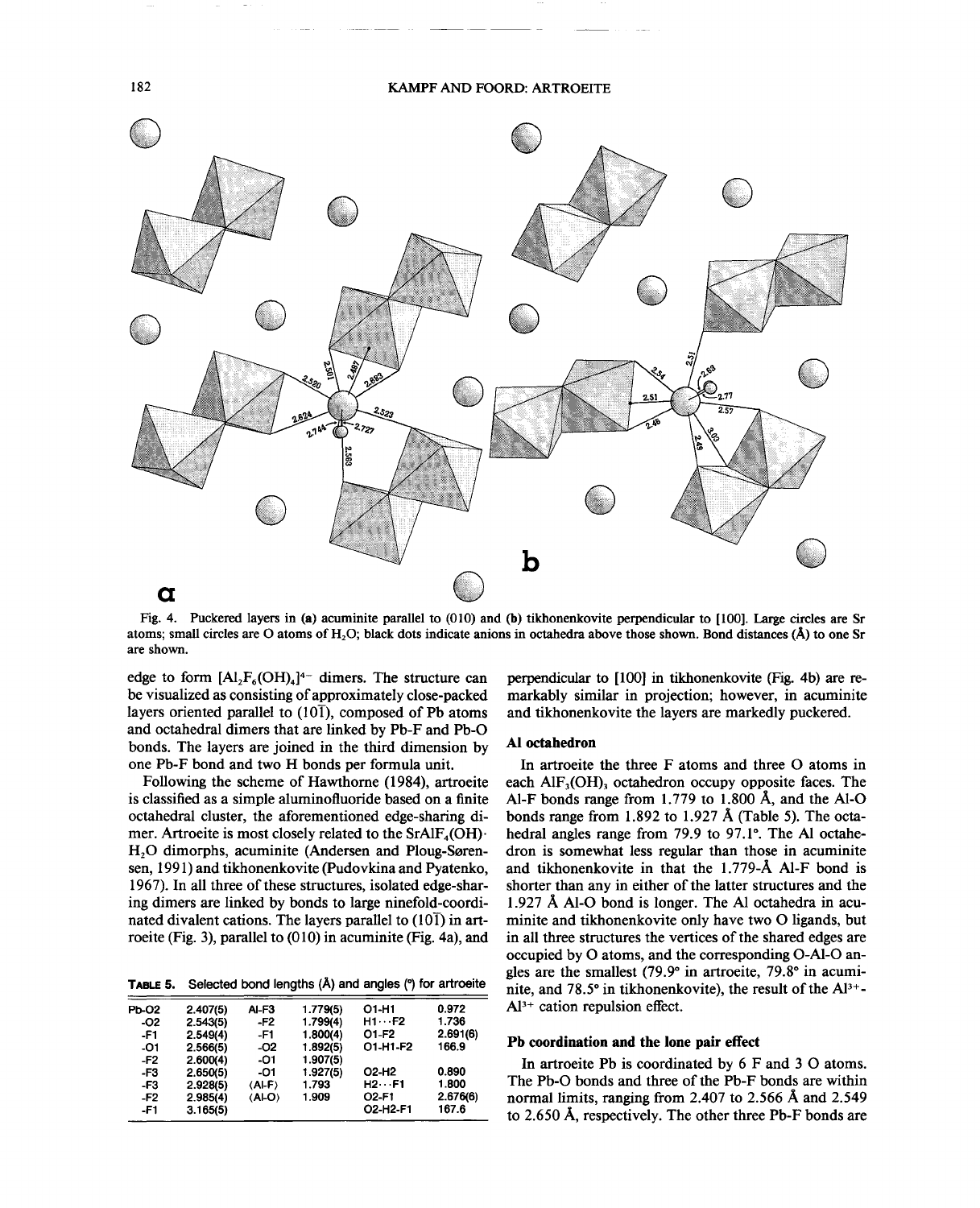Fig. 4. Puckered layers in (a) acuminite parallel to (010) and (b) tikhonenkovite perpendicular to [100]. Large circles are Sr atoms; small circles are O atoms of $H_2O$; black dots indicate anions in octahedra above those shown. Bond distances (Å) to one Sr are shown.

edge to form $[Al_2F_6(OH)_4]^{4-}$ dimers. The structure can be visualized as consisting of approximately close-packed layers oriented parallel to (10$\bar{1}$), composed of Pb atoms and octahedral dimers that are linked by Pb-F and Pb-O bonds. The layers are joined in the third dimension by one Pb-F bond and two H bonds per formula unit.

Following the scheme of Hawthorne (1984), artroeite is classified as a simple aluminofluoride based on a finite octahedral cluster, the aforementioned edge-sharing dimer. Artroeite is most closely related to the $SrAlF_4(OH)\cdot H_2O$ dimorphs, acuminite (Andersen and Ploug-Sørensen, 1991) and tikhonenkovite (Pudovkina and Pyatenko, 1967). In all three of these structures, isolated edge-sharing dimers are linked by bonds to large ninefold-coordinated divalent cations. The layers parallel to (10$\bar{1}$) in artroeite (Fig. 3), parallel to (010) in acuminite (Fig. 4a), and perpendicular to [100] in tikhonenkovite (Fig. 4b) are remarkably similar in projection; however, in acuminite and tikhonenkovite the layers are markedly puckered.

**Table 5.** Selected bond lengths (Å) and angles (°) for artroeite

| | | | | | |
|---|---|---|---|---|---|
| Pb-O2 | 2.407(5) | Al-F3 | 1.779(5) | O1-H1 | 0.972 |
| -O2 | 2.543(5) | -F2 | 1.799(4) | H1···F2 | 1.736 |
| -F1 | 2.549(4) | -F1 | 1.800(4) | O1-F2 | 2.691(6) |
| -O1 | 2.566(5) | -O2 | 1.892(5) | O1-H1-F2 | 166.9 |
| -F2 | 2.600(4) | -O1 | 1.907(5) | | |
| -F3 | 2.650(5) | -O1 | 1.927(5) | O2-H2 | 0.890 |
| -F3 | 2.928(5) | ⟨Al-F⟩ | 1.793 | H2···F1 | 1.800 |
| -F2 | 2.985(4) | ⟨Al-O⟩ | 1.909 | O2-F1 | 2.676(6) |
| -F1 | 3.165(5) | | | O2-H2-F1 | 167.6 |

## Al octahedron

In artroeite the three F atoms and three O atoms in each $AlF_3(OH)_3$ octahedron occupy opposite faces. The Al-F bonds range from 1.779 to 1.800 Å, and the Al-O bonds range from 1.892 to 1.927 Å (Table 5). The octahedral angles range from 79.9 to 97.1°. The Al octahedron is somewhat less regular than those in acuminite and tikhonenkovite in that the 1.779-Å Al-F bond is shorter than any in either of the latter structures and the 1.927 Å Al-O bond is longer. The Al octahedra in acuminite and tikhonenkovite only have two O ligands, but in all three structures the vertices of the shared edges are occupied by O atoms, and the corresponding O-Al-O angles are the smallest (79.9° in artroeite, 79.8° in acuminite, and 78.5° in tikhonenkovite), the result of the $Al^{3+}$-$Al^{3+}$ cation repulsion effect.

## Pb coordination and the lone pair effect

In artroeite Pb is coordinated by 6 F and 3 O atoms. The Pb-O bonds and three of the Pb-F bonds are within normal limits, ranging from 2.407 to 2.566 Å and 2.549 to 2.650 Å, respectively. The other three Pb-F bonds are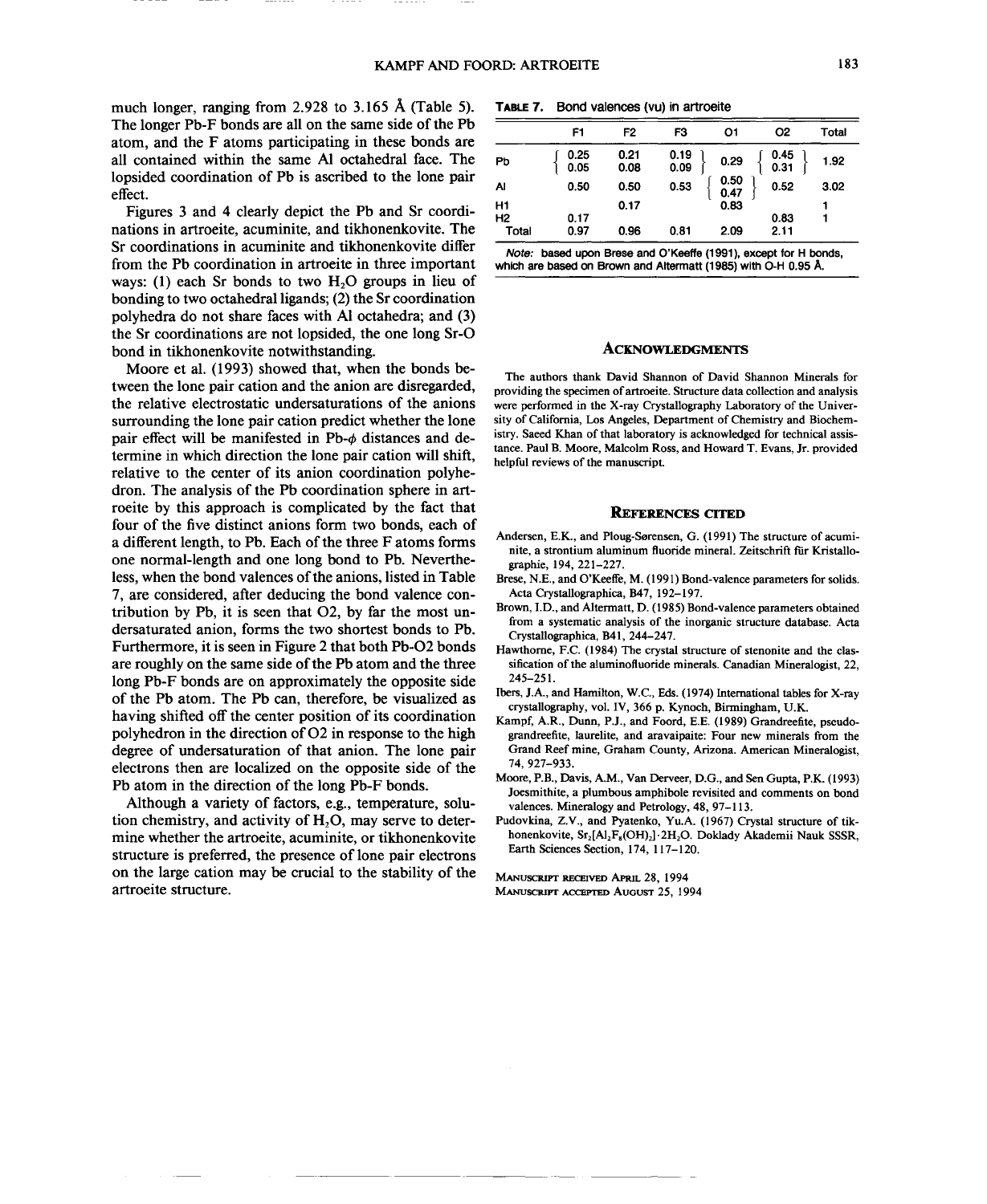much longer, ranging from 2.928 to 3.165 Å (Table 5). The longer Pb-F bonds are all on the same side of the Pb atom, and the F atoms participating in these bonds are all contained within the same Al octahedral face. The lopsided coordination of Pb is ascribed to the lone pair effect.

Figures 3 and 4 clearly depict the Pb and Sr coordinations in artroeite, acuminite, and tikhonenkovite. The Sr coordinations in acuminite and tikhonenkovite differ from the Pb coordination in artroeite in three important ways: (1) each Sr bonds to two $H_2O$ groups in lieu of bonding to two octahedral ligands; (2) the Sr coordination polyhedra do not share faces with Al octahedra; and (3) the Sr coordinations are not lopsided, the one long Sr-O bond in tikhonenkovite notwithstanding.

Moore et al. (1993) showed that, when the bonds between the lone pair cation and the anion are disregarded, the relative electrostatic undersaturations of the anions surrounding the lone pair cation predict whether the lone pair effect will be manifested in Pb-$\phi$ distances and determine in which direction the lone pair cation will shift, relative to the center of its anion coordination polyhedron. The analysis of the Pb coordination sphere in artroeite by this approach is complicated by the fact that four of the five distinct anions form two bonds, each of a different length, to Pb. Each of the three F atoms forms one normal-length and one long bond to Pb. Nevertheless, when the bond valences of the anions, listed in Table 7, are considered, after deducing the bond valence contribution by Pb, it is seen that O2, by far the most undersaturated anion, forms the two shortest bonds to Pb. Furthermore, it is seen in Figure 2 that both Pb-O2 bonds are roughly on the same side of the Pb atom and the three long Pb-F bonds are on approximately the opposite side of the Pb atom. The Pb can, therefore, be visualized as having shifted off the center position of its coordination polyhedron in the direction of O2 in response to the high degree of undersaturation of that anion. The lone pair electrons then are localized on the opposite side of the Pb atom in the direction of the long Pb-F bonds.

Although a variety of factors, e.g., temperature, solution chemistry, and activity of $H_2O$, may serve to determine whether the artroeite, acuminite, or tikhonenkovite structure is preferred, the presence of lone pair electrons on the large cation may be crucial to the stability of the artroeite structure.

**Table 7.** Bond valences (vu) in artroeite

| | F1 | F2 | F3 | O1 | O2 | Total |
|---|---|---|---|---|---|---|
| Pb | 0.25, 0.05 | 0.21, 0.08 | 0.19, 0.09 | 0.29 | 0.45, 0.31 | 1.92 |
| Al | 0.50 | 0.50 | 0.53 | 0.50, 0.47 | 0.52 | 3.02 |
| H1 | | 0.17 | | 0.83 | | 1 |
| H2 | 0.17 | | | | 0.83 | 1 |
| Total | 0.97 | 0.96 | 0.81 | 2.09 | 2.11 | |

*Note:* based upon Brese and O'Keeffe (1991), except for H bonds, which are based on Brown and Altermatt (1985) with O-H 0.95 Å.

## Acknowledgments

The authors thank David Shannon of David Shannon Minerals for providing the specimen of artroeite. Structure data collection and analysis were performed in the X-ray Crystallography Laboratory of the University of California, Los Angeles, Department of Chemistry and Biochemistry. Saeed Khan of that laboratory is acknowledged for technical assistance. Paul B. Moore, Malcolm Ross, and Howard T. Evans, Jr. provided helpful reviews of the manuscript.

## References cited

Andersen, E.K., and Ploug-Sørensen, G. (1991) The structure of acuminite, a strontium aluminum fluoride mineral. Zeitschrift für Kristallographie, 194, 221–227.

Brese, N.E., and O'Keeffe, M. (1991) Bond-valence parameters for solids. Acta Crystallographica, B47, 192–197.

Brown, I.D., and Altermatt, D. (1985) Bond-valence parameters obtained from a systematic analysis of the inorganic structure database. Acta Crystallographica, B41, 244–247.

Hawthorne, F.C. (1984) The crystal structure of stenonite and the classification of the aluminofluoride minerals. Canadian Mineralogist, 22, 245–251.

Ibers, J.A., and Hamilton, W.C., Eds. (1974) International tables for X-ray crystallography, vol. IV, 366 p. Kynoch, Birmingham, U.K.

Kampf, A.R., Dunn, P.J., and Foord, E.E. (1989) Grandreefite, pseudograndreefite, laurelite, and aravaipaite: Four new minerals from the Grand Reef mine, Graham County, Arizona. American Mineralogist, 74, 927–933.

Moore, P.B., Davis, A.M., Van Derveer, D.G., and Sen Gupta, P.K. (1993) Joesmithite, a plumbous amphibole revisited and comments on bond valences. Mineralogy and Petrology, 48, 97–113.

Pudovkina, Z.V., and Pyatenko, Yu.A. (1967) Crystal structure of tikhonenkovite, $Sr_2[Al_2F_8(OH)_2]\cdot 2H_2O$. Doklady Akademii Nauk SSSR, Earth Sciences Section, 174, 117–120.

Manuscript received April 28, 1994
Manuscript accepted August 25, 1994